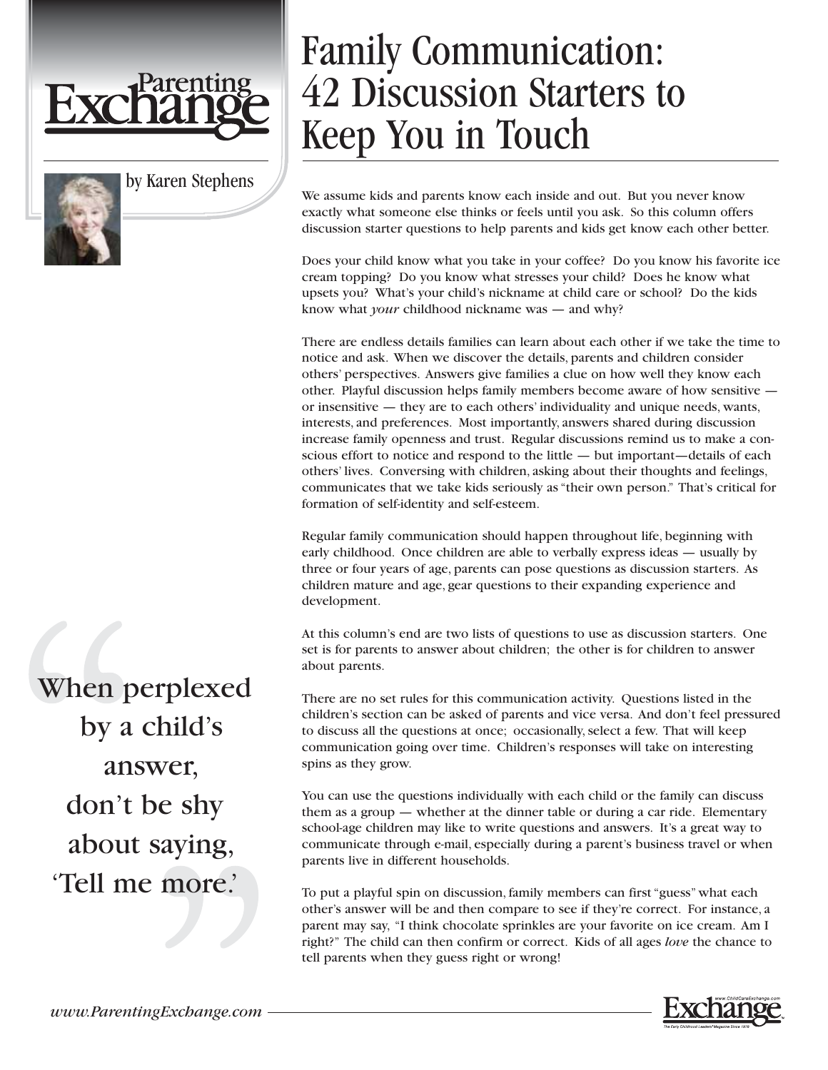Parenting Exchange

by Karen Stephens

# Family Communication: 42 Discussion Starters to Keep You in Touch

We assume kids and parents know each inside and out. But you never know exactly what someone else thinks or feels until you ask. So this column offers discussion starter questions to help parents and kids get know each other better.

Does your child know what you take in your coffee? Do you know his favorite ice cream topping? Do you know what stresses your child? Does he know what upsets you? What's your child's nickname at child care or school? Do the kids know what *your* childhood nickname was — and why?

There are endless details families can learn about each other if we take the time to notice and ask. When we discover the details, parents and children consider others' perspectives. Answers give families a clue on how well they know each other. Playful discussion helps family members become aware of how sensitive — or insensitive — they are to each others' individuality and unique needs, wants, interests, and preferences. Most importantly, answers shared during discussion increase family openness and trust. Regular discussions remind us to make a conscious effort to notice and respond to the little — but important—details of each others' lives. Conversing with children, asking about their thoughts and feelings, communicates that we take kids seriously as "their own person." That's critical for formation of self-identity and self-esteem.

Regular family communication should happen throughout life, beginning with early childhood. Once children are able to verbally express ideas — usually by three or four years of age, parents can pose questions as discussion starters. As children mature and age, gear questions to their expanding experience and development.

At this column's end are two lists of questions to use as discussion starters. One set is for parents to answer about children; the other is for children to answer about parents.

There are no set rules for this communication activity. Questions listed in the children's section can be asked of parents and vice versa. And don't feel pressured to discuss all the questions at once; occasionally, select a few. That will keep communication going over time. Children's responses will take on interesting spins as they grow.

You can use the questions individually with each child or the family can discuss them as a group — whether at the dinner table or during a car ride. Elementary school-age children may like to write questions and answers. It's a great way to communicate through e-mail, especially during a parent's business travel or when parents live in different households.

To put a playful spin on discussion, family members can first "guess" what each other's answer will be and then compare to see if they're correct. For instance, a parent may say, "I think chocolate sprinkles are your favorite on ice cream. Am I right?" The child can then confirm or correct. Kids of all ages *love* the chance to tell parents when they guess right or wrong!

> "When perplexed by a child's answer, don't be shy about saying, 'Tell me more.'"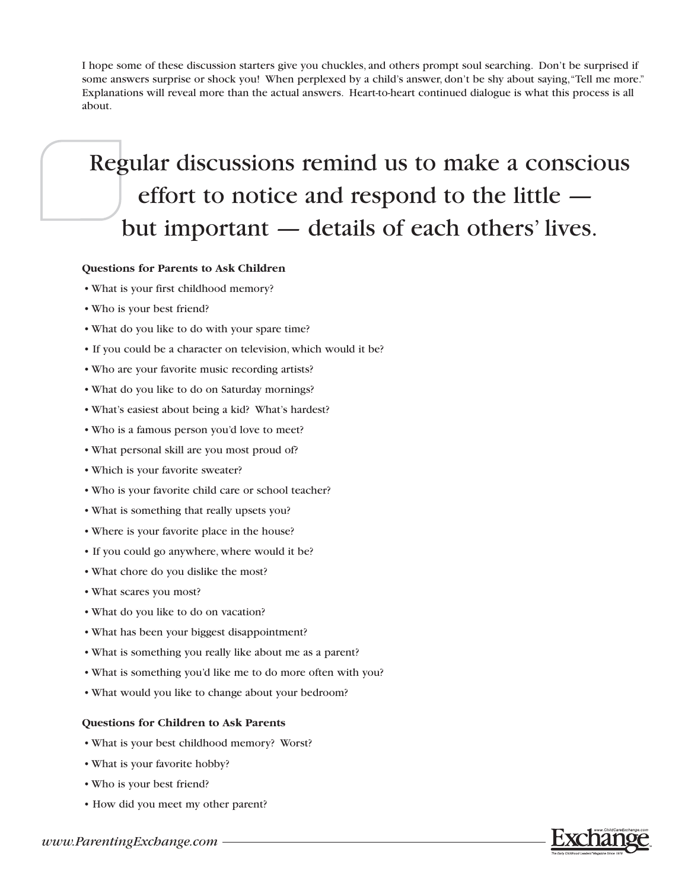I hope some of these discussion starters give you chuckles, and others prompt soul searching. Don't be surprised if some answers surprise or shock you! When perplexed by a child's answer, don't be shy about saying, "Tell me more." Explanations will reveal more than the actual answers. Heart-to-heart continued dialogue is what this process is all about.

> Regular discussions remind us to make a conscious effort to notice and respond to the little — but important — details of each others' lives.

**Questions for Parents to Ask Children**

- What is your first childhood memory?
- Who is your best friend?
- What do you like to do with your spare time?
- If you could be a character on television, which would it be?
- Who are your favorite music recording artists?
- What do you like to do on Saturday mornings?
- What's easiest about being a kid? What's hardest?
- Who is a famous person you'd love to meet?
- What personal skill are you most proud of?
- Which is your favorite sweater?
- Who is your favorite child care or school teacher?
- What is something that really upsets you?
- Where is your favorite place in the house?
- If you could go anywhere, where would it be?
- What chore do you dislike the most?
- What scares you most?
- What do you like to do on vacation?
- What has been your biggest disappointment?
- What is something you really like about me as a parent?
- What is something you'd like me to do more often with you?
- What would you like to change about your bedroom?

**Questions for Children to Ask Parents**

- What is your best childhood memory? Worst?
- What is your favorite hobby?
- Who is your best friend?
- How did you meet my other parent?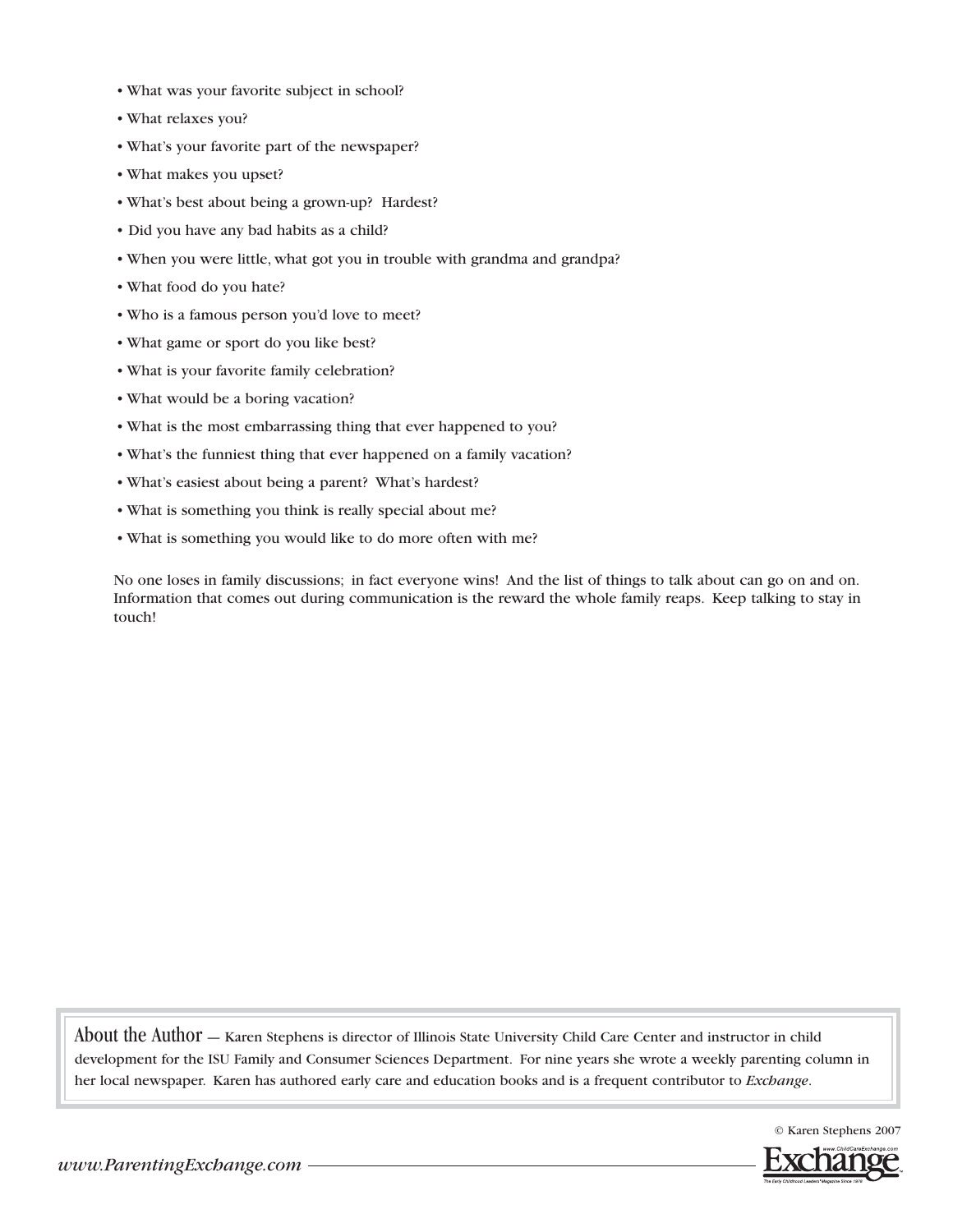- What was your favorite subject in school?
- What relaxes you?
- What's your favorite part of the newspaper?
- What makes you upset?
- What's best about being a grown-up? Hardest?
- Did you have any bad habits as a child?
- When you were little, what got you in trouble with grandma and grandpa?
- What food do you hate?
- Who is a famous person you'd love to meet?
- What game or sport do you like best?
- What is your favorite family celebration?
- What would be a boring vacation?
- What is the most embarrassing thing that ever happened to you?
- What's the funniest thing that ever happened on a family vacation?
- What's easiest about being a parent? What's hardest?
- What is something you think is really special about me?
- What is something you would like to do more often with me?

No one loses in family discussions; in fact everyone wins! And the list of things to talk about can go on and on. Information that comes out during communication is the reward the whole family reaps. Keep talking to stay in touch!

About the Author — Karen Stephens is director of Illinois State University Child Care Center and instructor in child development for the ISU Family and Consumer Sciences Department. For nine years she wrote a weekly parenting column in her local newspaper. Karen has authored early care and education books and is a frequent contributor to *Exchange*.

© Karen Stephens 2007

*www.ParentingExchange.com*